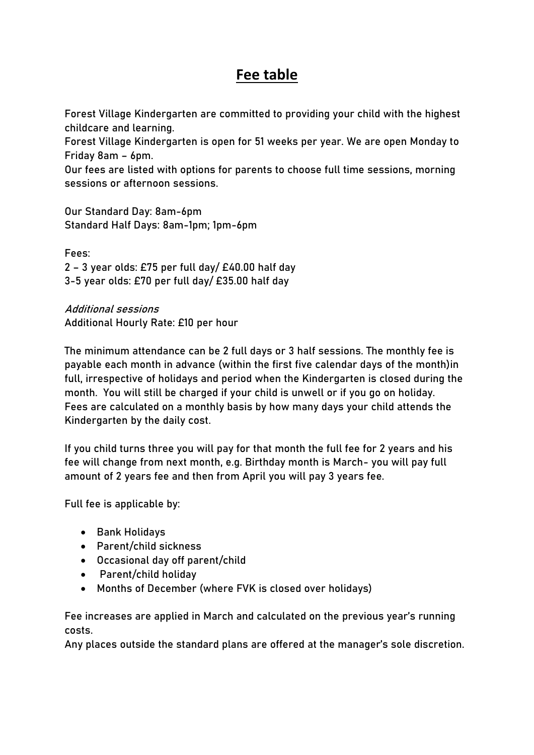# **Fee table**

Forest Village Kindergarten are committed to providing your child with the highest childcare and learning.

Forest Village Kindergarten is open for 51 weeks per year. We are open Monday to Friday 8am – 6pm.

Our fees are listed with options for parents to choose full time sessions, morning sessions or afternoon sessions.

Our Standard Day: 8am-6pm

Standard Half Days: 8am-1pm; 1pm-6pm

Fees:

2 – 3 year olds: £75 per full day/ £40.00 half day

3-5 year olds: £70 per full day/ £35.00 half day

*Additional sessions*

Additional Hourly Rate: £10 per hour

The minimum attendance can be 2 full days or 3 half sessions. The monthly fee is payable each month in advance (within the first five calendar days of the month)in full, irrespective of holidays and period when the Kindergarten is closed during the month. You will still be charged if your child is unwell or if you go on holiday. Fees are calculated on a monthly basis by how many days your child attends the Kindergarten by the daily cost.

If you child turns three you will pay for that month the full fee for 2 years and his fee will change from next month, e.g. Birthday month is March- you will pay full amount of 2 years fee and then from April you will pay 3 years fee.

Full fee is applicable by:

- Bank Holidays
- Parent/child sickness
- Occasional day off parent/child
- Parent/child holiday
- Months of December (where FVK is closed over holidays)

Fee increases are applied in March and calculated on the previous year's running costs.

Any places outside the standard plans are offered at the manager's sole discretion.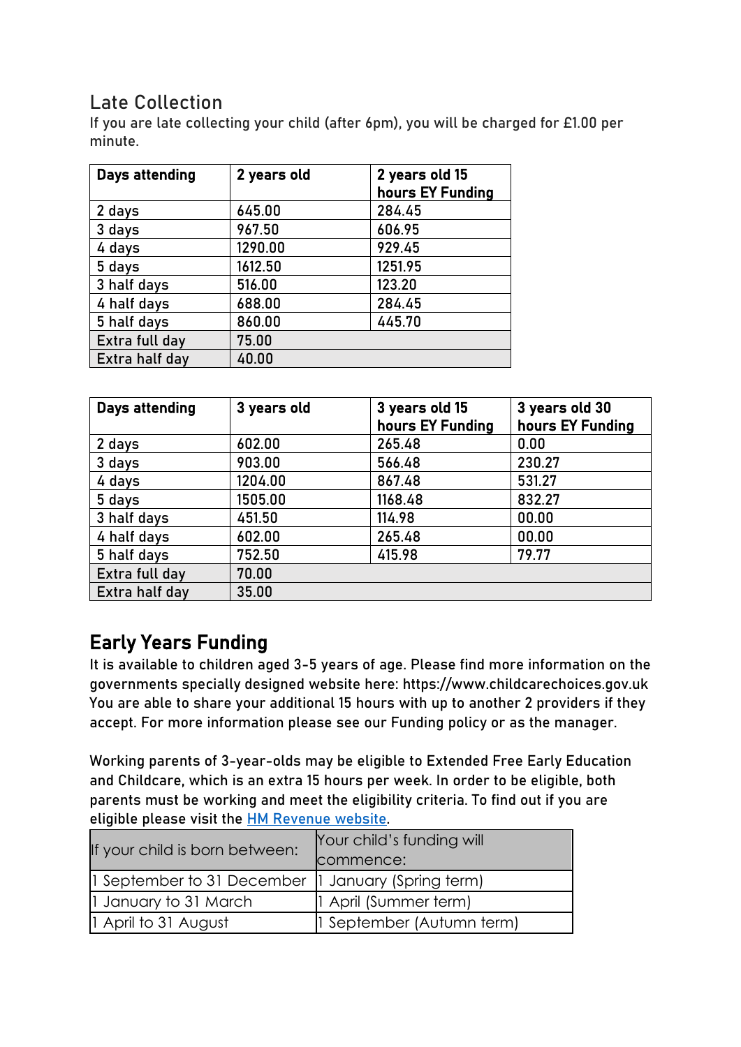## Late Collection

If you are late collecting your child (after 6pm), you will be charged for £1.00 per minute.

| Days attending | 2 years old | 2 years old 15 hours EY Funding |
|---|---|---|
| 2 days | 645.00 | 284.45 |
| 3 days | 967.50 | 606.95 |
| 4 days | 1290.00 | 929.45 |
| 5 days | 1612.50 | 1251.95 |
| 3 half days | 516.00 | 123.20 |
| 4 half days | 688.00 | 284.45 |
| 5 half days | 860.00 | 445.70 |
| Extra full day | 75.00 | |
| Extra half day | 40.00 | |

| Days attending | 3 years old | 3 years old 15 hours EY Funding | 3 years old 30 hours EY Funding |
|---|---|---|---|
| 2 days | 602.00 | 265.48 | 0.00 |
| 3 days | 903.00 | 566.48 | 230.27 |
| 4 days | 1204.00 | 867.48 | 531.27 |
| 5 days | 1505.00 | 1168.48 | 832.27 |
| 3 half days | 451.50 | 114.98 | 00.00 |
| 4 half days | 602.00 | 265.48 | 00.00 |
| 5 half days | 752.50 | 415.98 | 79.77 |
| Extra full day | 70.00 | | |
| Extra half day | 35.00 | | |

## Early Years Funding

It is available to children aged 3-5 years of age. Please find more information on the governments specially designed website here: https://www.childcarechoices.gov.uk You are able to share your additional 15 hours with up to another 2 providers if they accept. For more information please see our Funding policy or as the manager.

Working parents of 3-year-olds may be eligible to Extended Free Early Education and Childcare, which is an extra 15 hours per week. In order to be eligible, both parents must be working and meet the eligibility criteria. To find out if you are eligible please visit the HM Revenue website.

| If your child is born between: | Your child's funding will commence: |
|---|---|
| 1 September to 31 December | 1 January (Spring term) |
| 1 January to 31 March | 1 April (Summer term) |
| 1 April to 31 August | 1 September (Autumn term) |